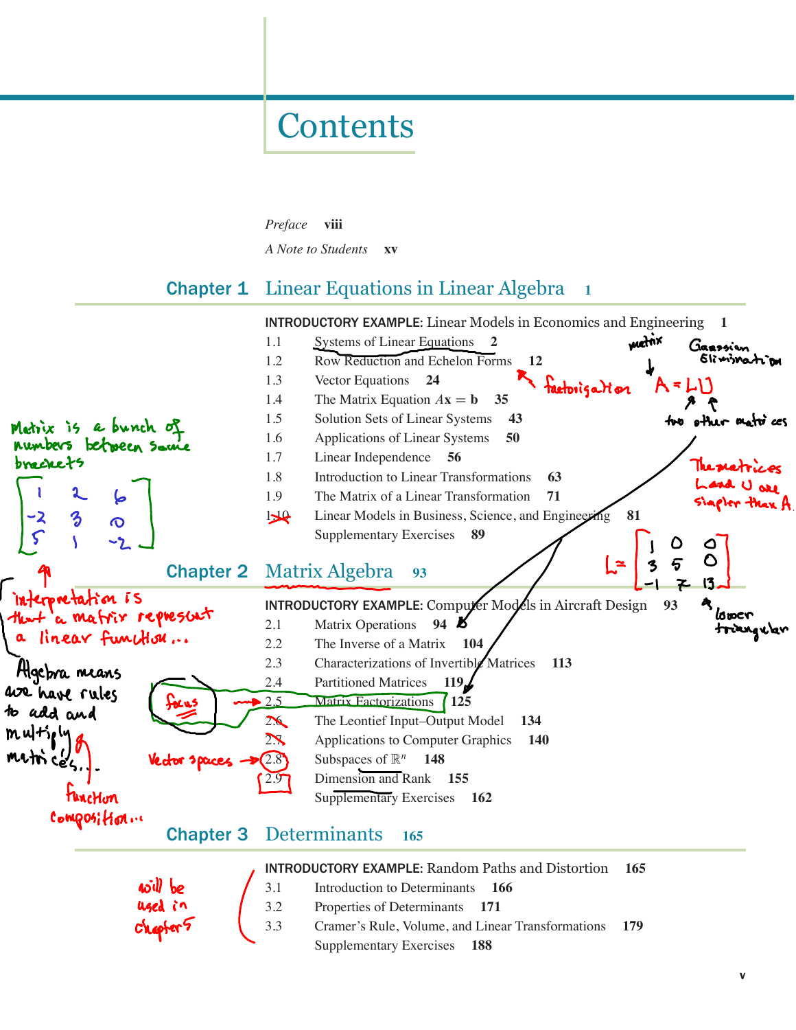# Contents

*Preface* **viii**

*A Note to Students* **xv**

## Chapter 1 Linear Equations in Linear Algebra 1

**INTRODUCTORY EXAMPLE:** Linear Models in Economics and Engineering **1**

1.1 Systems of Linear Equations **2**
1.2 Row Reduction and Echelon Forms **12**
1.3 Vector Equations **24**
1.4 The Matrix Equation $A\mathbf{x} = \mathbf{b}$ **35**
1.5 Solution Sets of Linear Systems **43**
1.6 Applications of Linear Systems **50**
1.7 Linear Independence **56**
1.8 Introduction to Linear Transformations **63**
1.9 The Matrix of a Linear Transformation **71**
1.10 Linear Models in Business, Science, and Engineering **81**
Supplementary Exercises **89**

## Chapter 2 Matrix Algebra 93

**INTRODUCTORY EXAMPLE:** Computer Models in Aircraft Design **93**

2.1 Matrix Operations **94**
2.2 The Inverse of a Matrix **104**
2.3 Characterizations of Invertible Matrices **113**
2.4 Partitioned Matrices **119**
2.5 Matrix Factorizations **125**
2.6 The Leontief Input–Output Model **134**
2.7 Applications to Computer Graphics **140**
2.8 Subspaces of $\mathbb{R}^n$ **148**
2.9 Dimension and Rank **155**
Supplementary Exercises **162**

## Chapter 3 Determinants 165

**INTRODUCTORY EXAMPLE:** Random Paths and Distortion **165**

3.1 Introduction to Determinants **166**
3.2 Properties of Determinants **171**
3.3 Cramer's Rule, Volume, and Linear Transformations **179**
Supplementary Exercises **188**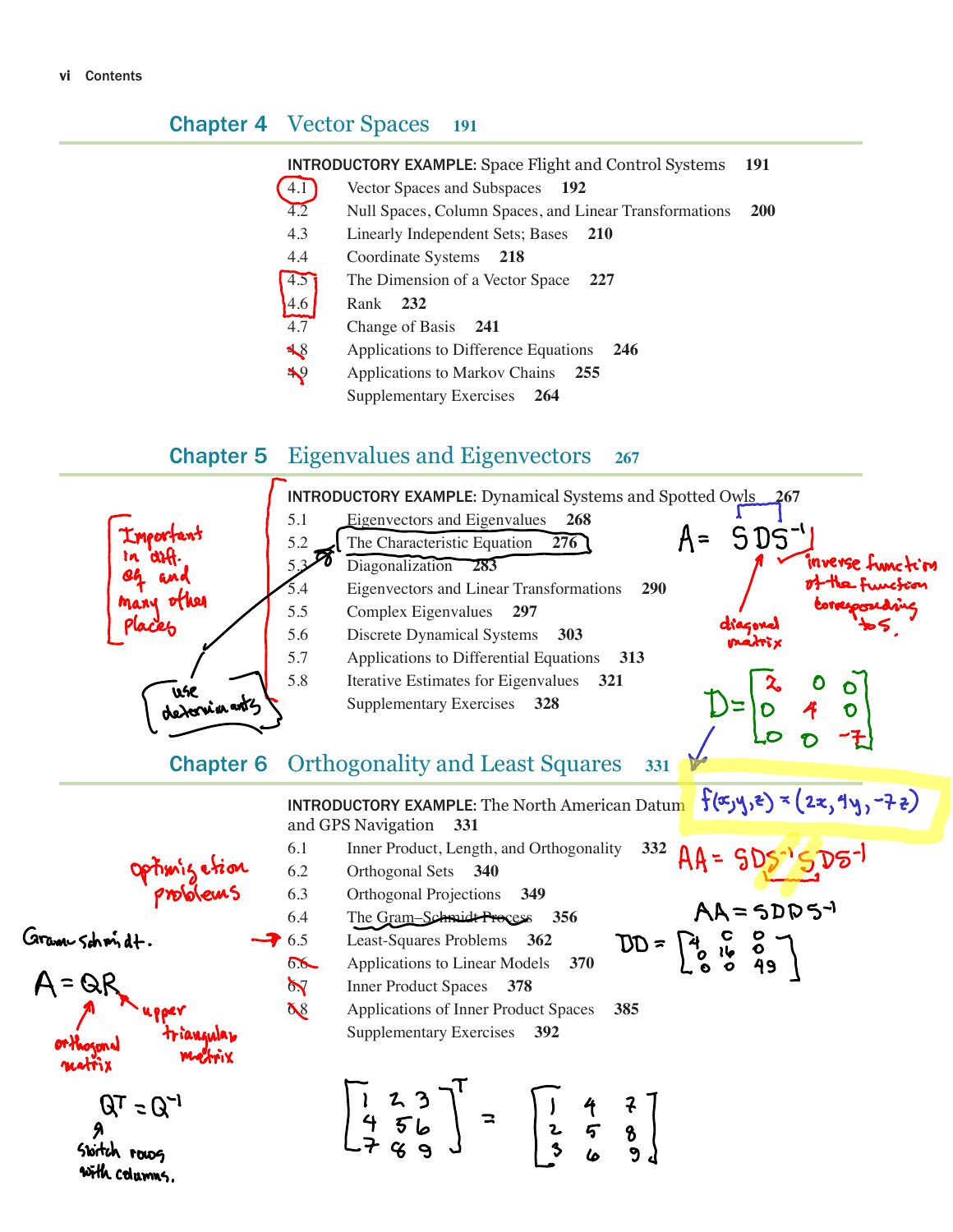## Chapter 4 Vector Spaces 191

INTRODUCTORY EXAMPLE: Space Flight and Control Systems **191**

- 4.1 Vector Spaces and Subspaces **192**
- 4.2 Null Spaces, Column Spaces, and Linear Transformations **200**
- 4.3 Linearly Independent Sets; Bases **210**
- 4.4 Coordinate Systems **218**
- 4.5 The Dimension of a Vector Space **227**
- 4.6 Rank **232**
- 4.7 Change of Basis **241**
- 4.8 Applications to Difference Equations **246**
- 4.9 Applications to Markov Chains **255**
- Supplementary Exercises **264**

## Chapter 5 Eigenvalues and Eigenvectors 267

INTRODUCTORY EXAMPLE: Dynamical Systems and Spotted Owls **267**

- 5.1 Eigenvectors and Eigenvalues **268**
- 5.2 The Characteristic Equation **276**
- 5.3 Diagonalization **283**
- 5.4 Eigenvectors and Linear Transformations **290**
- 5.5 Complex Eigenvalues **297**
- 5.6 Discrete Dynamical Systems **303**
- 5.7 Applications to Differential Equations **313**
- 5.8 Iterative Estimates for Eigenvalues **321**
- Supplementary Exercises **328**

Important in diff. eq and many other places

use determinants

$A = SDS^{-1}$

diagonal matrix

inverse function of the function corresponding to S.

$D = \begin{bmatrix} 2 & 0 & 0 \\ 0 & 4 & 0 \\ 0 & 0 & -7 \end{bmatrix}$

$f(x,y,z) = (2x, 4y, -7z)$

$AA = SDS^{-1}SDS^{-1}$

$AA = SDDS^{-1}$

$DD = \begin{bmatrix} 4 & 0 & 0 \\ 0 & 16 & 0 \\ 0 & 0 & 49 \end{bmatrix}$

## Chapter 6 Orthogonality and Least Squares 331

INTRODUCTORY EXAMPLE: The North American Datum and GPS Navigation **331**

- 6.1 Inner Product, Length, and Orthogonality **332**
- 6.2 Orthogonal Sets **340**
- 6.3 Orthogonal Projections **349**
- 6.4 The Gram–Schmidt Process **356**
- 6.5 Least-Squares Problems **362**
- 6.6 Applications to Linear Models **370**
- 6.7 Inner Product Spaces **378**
- 6.8 Applications of Inner Product Spaces **385**
- Supplementary Exercises **392**

optimization problems

Gram-Schmidt.

$A = QR$

orthogonal matrix

upper triangular matrix

$Q^T = Q^{-1}$

switch rows with columns.

$\begin{bmatrix} 1 & 2 & 3 \\ 4 & 5 & 6 \\ 7 & 8 & 9 \end{bmatrix}^T = \begin{bmatrix} 1 & 4 & 7 \\ 2 & 5 & 8 \\ 3 & 6 & 9 \end{bmatrix}$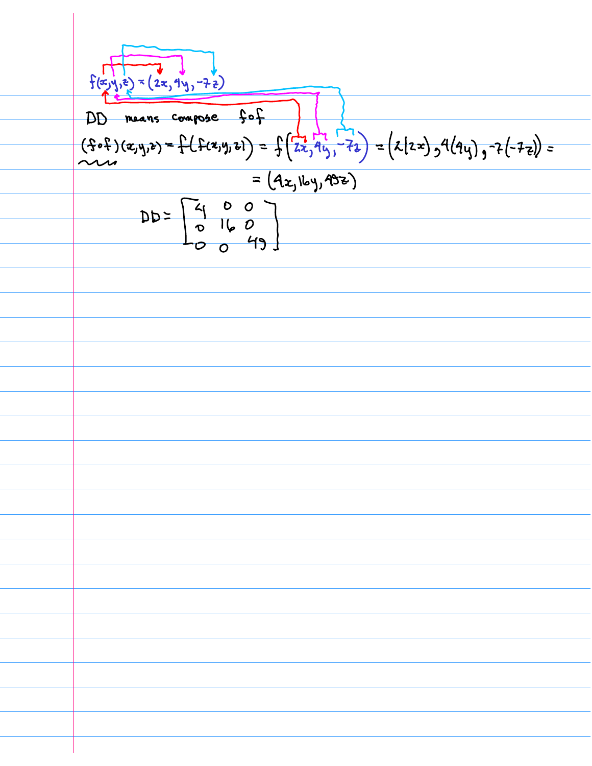$f(x,y,z) = (2x, 4y, -7z)$

DD means compose $f \circ f$

$$(f \circ f)(x,y,z) = f(f(x,y,z)) = f(2x, 4y, -7z) = (2(2x), 4(4y), -7(-7z)) =$$

$$= (4x, 16y, 49z)$$

$$DD = \begin{bmatrix} 4 & 0 & 0 \\ 0 & 16 & 0 \\ 0 & 0 & 49 \end{bmatrix}$$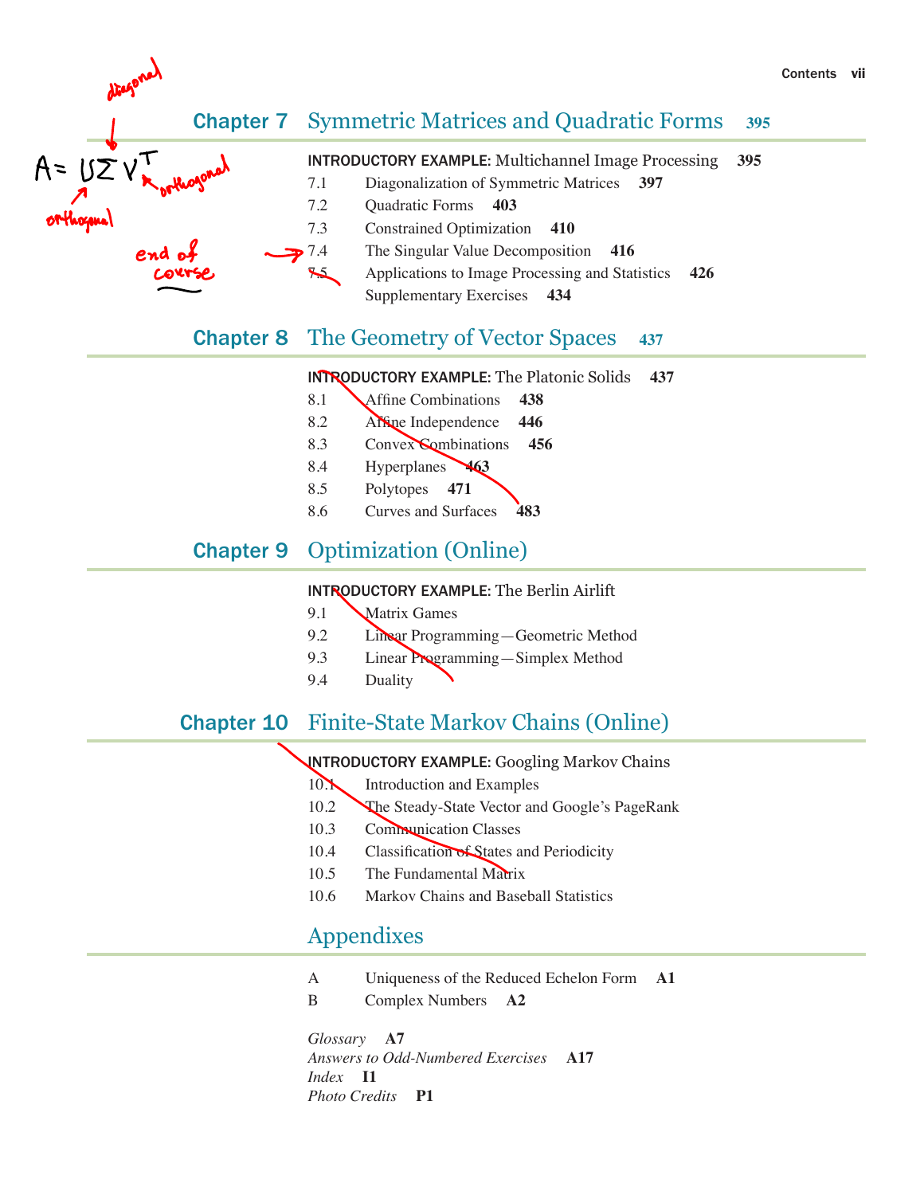## Chapter 7 Symmetric Matrices and Quadratic Forms 395

**INTRODUCTORY EXAMPLE:** Multichannel Image Processing **395**

- 7.1 Diagonalization of Symmetric Matrices **397**
- 7.2 Quadratic Forms **403**
- 7.3 Constrained Optimization **410**
- 7.4 The Singular Value Decomposition **416**
- 7.5 Applications to Image Processing and Statistics **426**
- Supplementary Exercises **434**

## Chapter 8 The Geometry of Vector Spaces 437

**INTRODUCTORY EXAMPLE:** The Platonic Solids **437**

- 8.1 Affine Combinations **438**
- 8.2 Affine Independence **446**
- 8.3 Convex Combinations **456**
- 8.4 Hyperplanes **463**
- 8.5 Polytopes **471**
- 8.6 Curves and Surfaces **483**

## Chapter 9 Optimization (Online)

**INTRODUCTORY EXAMPLE:** The Berlin Airlift

- 9.1 Matrix Games
- 9.2 Linear Programming—Geometric Method
- 9.3 Linear Programming—Simplex Method
- 9.4 Duality

## Chapter 10 Finite-State Markov Chains (Online)

**INTRODUCTORY EXAMPLE:** Googling Markov Chains

- 10.1 Introduction and Examples
- 10.2 The Steady-State Vector and Google's PageRank
- 10.3 Communication Classes
- 10.4 Classification of States and Periodicity
- 10.5 The Fundamental Matrix
- 10.6 Markov Chains and Baseball Statistics

## Appendixes

- A Uniqueness of the Reduced Echelon Form **A1**
- B Complex Numbers **A2**

*Glossary* **A7**
*Answers to Odd-Numbered Exercises* **A17**
*Index* **I1**
*Photo Credits* **P1**